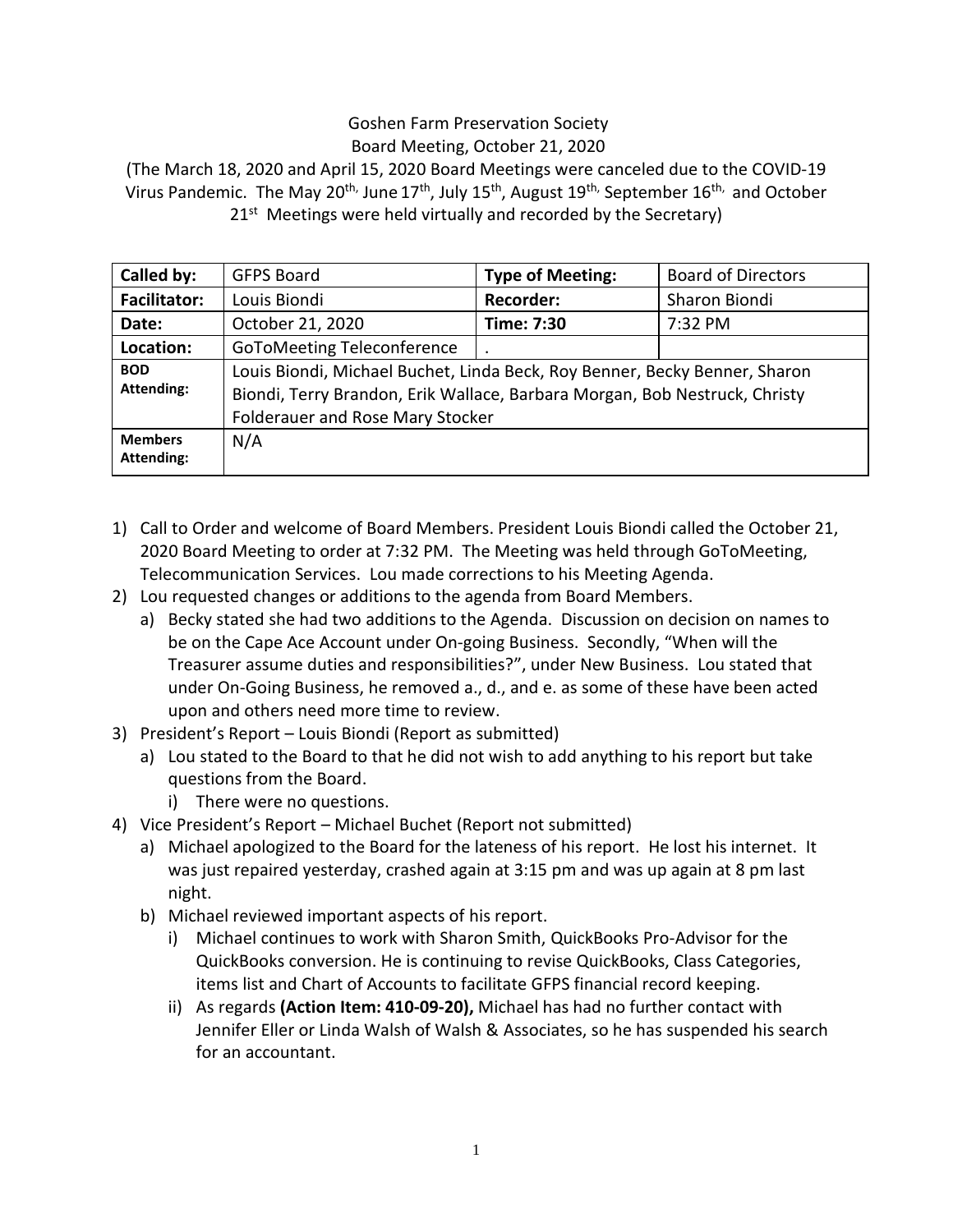Goshen Farm Preservation Society
Board Meeting, October 21, 2020

(The March 18, 2020 and April 15, 2020 Board Meetings were canceled due to the COVID-19 Virus Pandemic. The May 20th, June 17th, July 15th, August 19th, September 16th, and October 21st Meetings were held virtually and recorded by the Secretary)

| **Called by:** | GFPS Board | **Type of Meeting:** | Board of Directors |
|---|---|---|---|
| **Facilitator:** | Louis Biondi | **Recorder:** | Sharon Biondi |
| **Date:** | October 21, 2020 | **Time: 7:30** | 7:32 PM |
| **Location:** | GoToMeeting Teleconference | . | |
| **BOD Attending:** | Louis Biondi, Michael Buchet, Linda Beck, Roy Benner, Becky Benner, Sharon Biondi, Terry Brandon, Erik Wallace, Barbara Morgan, Bob Nestruck, Christy Folderauer and Rose Mary Stocker | | |
| **Members Attending:** | N/A | | |

1) Call to Order and welcome of Board Members. President Louis Biondi called the October 21, 2020 Board Meeting to order at 7:32 PM. The Meeting was held through GoToMeeting, Telecommunication Services. Lou made corrections to his Meeting Agenda.
2) Lou requested changes or additions to the agenda from Board Members.
   a) Becky stated she had two additions to the Agenda. Discussion on decision on names to be on the Cape Ace Account under On-going Business. Secondly, "When will the Treasurer assume duties and responsibilities?", under New Business. Lou stated that under On-Going Business, he removed a., d., and e. as some of these have been acted upon and others need more time to review.
3) President's Report – Louis Biondi (Report as submitted)
   a) Lou stated to the Board to that he did not wish to add anything to his report but take questions from the Board.
      i) There were no questions.
4) Vice President's Report – Michael Buchet (Report not submitted)
   a) Michael apologized to the Board for the lateness of his report. He lost his internet. It was just repaired yesterday, crashed again at 3:15 pm and was up again at 8 pm last night.
   b) Michael reviewed important aspects of his report.
      i) Michael continues to work with Sharon Smith, QuickBooks Pro-Advisor for the QuickBooks conversion. He is continuing to revise QuickBooks, Class Categories, items list and Chart of Accounts to facilitate GFPS financial record keeping.
      ii) As regards **(Action Item: 410-09-20),** Michael has had no further contact with Jennifer Eller or Linda Walsh of Walsh & Associates, so he has suspended his search for an accountant.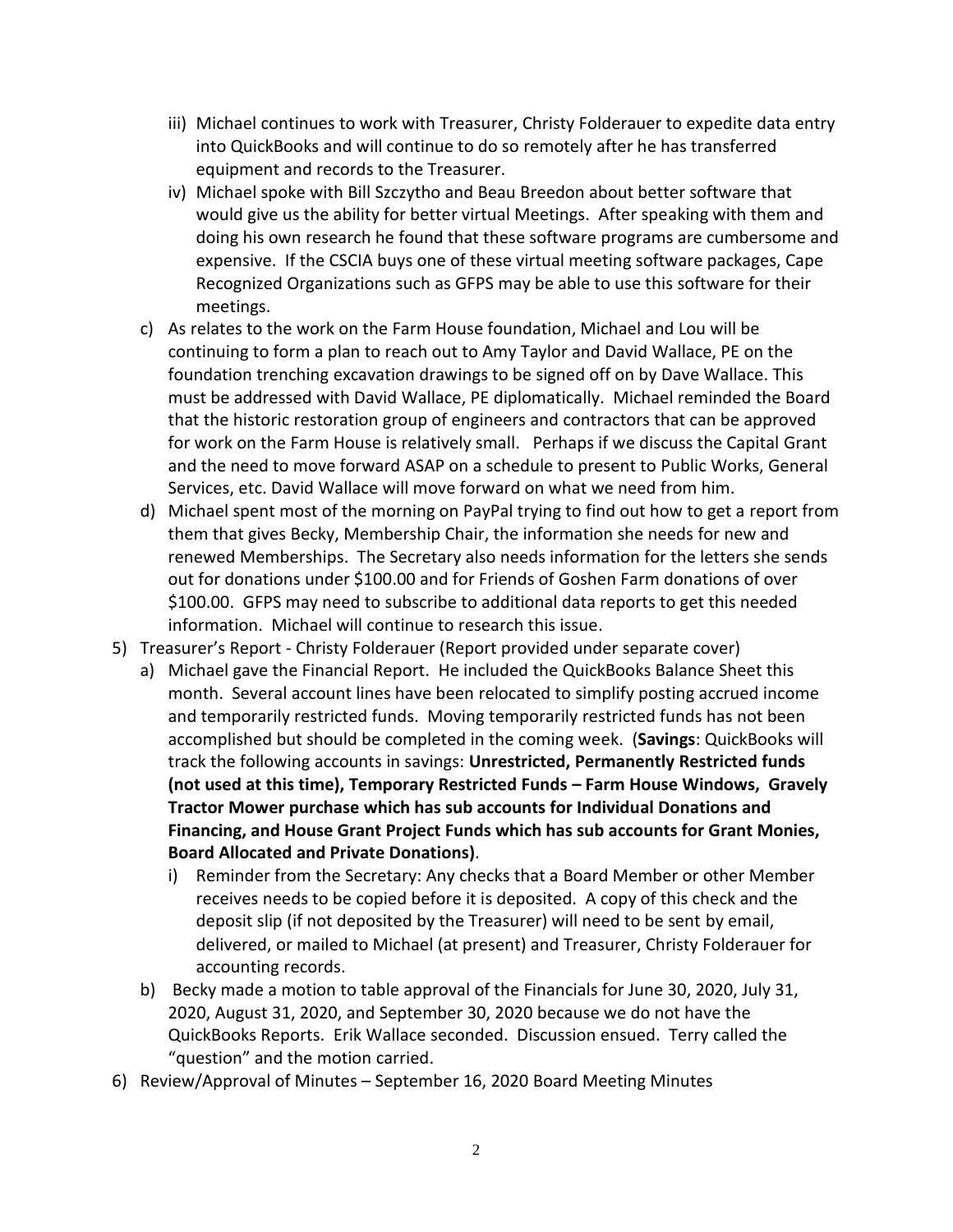- iii) Michael continues to work with Treasurer, Christy Folderauer to expedite data entry into QuickBooks and will continue to do so remotely after he has transferred equipment and records to the Treasurer.
- iv) Michael spoke with Bill Szczytho and Beau Breedon about better software that would give us the ability for better virtual Meetings. After speaking with them and doing his own research he found that these software programs are cumbersome and expensive. If the CSCIA buys one of these virtual meeting software packages, Cape Recognized Organizations such as GFPS may be able to use this software for their meetings.

c) As relates to the work on the Farm House foundation, Michael and Lou will be continuing to form a plan to reach out to Amy Taylor and David Wallace, PE on the foundation trenching excavation drawings to be signed off on by Dave Wallace. This must be addressed with David Wallace, PE diplomatically. Michael reminded the Board that the historic restoration group of engineers and contractors that can be approved for work on the Farm House is relatively small. Perhaps if we discuss the Capital Grant and the need to move forward ASAP on a schedule to present to Public Works, General Services, etc. David Wallace will move forward on what we need from him.

d) Michael spent most of the morning on PayPal trying to find out how to get a report from them that gives Becky, Membership Chair, the information she needs for new and renewed Memberships. The Secretary also needs information for the letters she sends out for donations under \$100.00 and for Friends of Goshen Farm donations of over \$100.00. GFPS may need to subscribe to additional data reports to get this needed information. Michael will continue to research this issue.

5) Treasurer's Report - Christy Folderauer (Report provided under separate cover)

a) Michael gave the Financial Report. He included the QuickBooks Balance Sheet this month. Several account lines have been relocated to simplify posting accrued income and temporarily restricted funds. Moving temporarily restricted funds has not been accomplished but should be completed in the coming week. (**Savings**: QuickBooks will track the following accounts in savings: **Unrestricted, Permanently Restricted funds (not used at this time), Temporary Restricted Funds – Farm House Windows, Gravely Tractor Mower purchase which has sub accounts for Individual Donations and Financing, and House Grant Project Funds which has sub accounts for Grant Monies, Board Allocated and Private Donations)**.

- i) Reminder from the Secretary: Any checks that a Board Member or other Member receives needs to be copied before it is deposited. A copy of this check and the deposit slip (if not deposited by the Treasurer) will need to be sent by email, delivered, or mailed to Michael (at present) and Treasurer, Christy Folderauer for accounting records.

b) Becky made a motion to table approval of the Financials for June 30, 2020, July 31, 2020, August 31, 2020, and September 30, 2020 because we do not have the QuickBooks Reports. Erik Wallace seconded. Discussion ensued. Terry called the "question" and the motion carried.

6) Review/Approval of Minutes – September 16, 2020 Board Meeting Minutes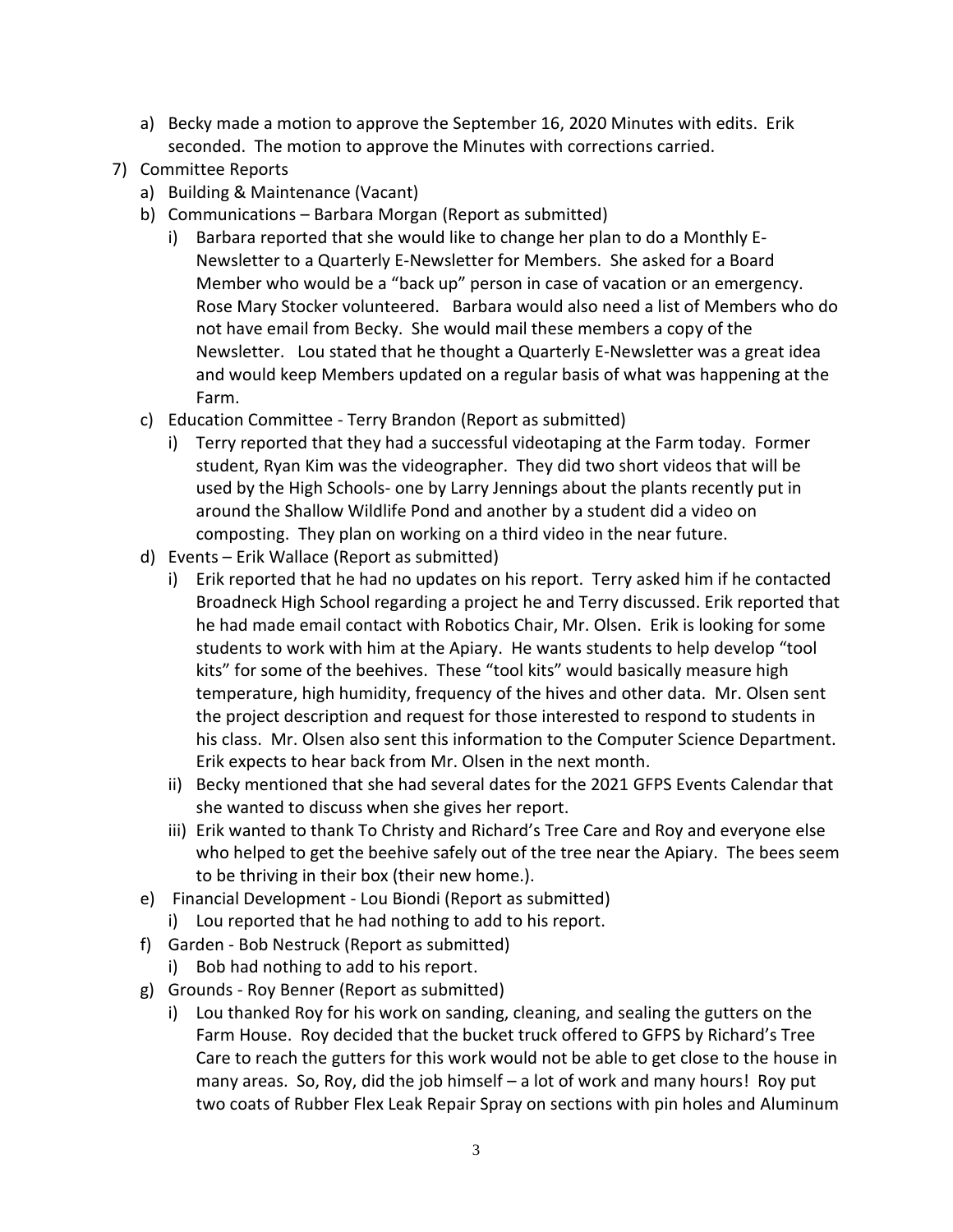a) Becky made a motion to approve the September 16, 2020 Minutes with edits. Erik seconded. The motion to approve the Minutes with corrections carried.

7) Committee Reports
   a) Building & Maintenance (Vacant)
   b) Communications – Barbara Morgan (Report as submitted)
      i) Barbara reported that she would like to change her plan to do a Monthly E-Newsletter to a Quarterly E-Newsletter for Members. She asked for a Board Member who would be a "back up" person in case of vacation or an emergency. Rose Mary Stocker volunteered. Barbara would also need a list of Members who do not have email from Becky. She would mail these members a copy of the Newsletter. Lou stated that he thought a Quarterly E-Newsletter was a great idea and would keep Members updated on a regular basis of what was happening at the Farm.
   c) Education Committee - Terry Brandon (Report as submitted)
      i) Terry reported that they had a successful videotaping at the Farm today. Former student, Ryan Kim was the videographer. They did two short videos that will be used by the High Schools- one by Larry Jennings about the plants recently put in around the Shallow Wildlife Pond and another by a student did a video on composting. They plan on working on a third video in the near future.
   d) Events – Erik Wallace (Report as submitted)
      i) Erik reported that he had no updates on his report. Terry asked him if he contacted Broadneck High School regarding a project he and Terry discussed. Erik reported that he had made email contact with Robotics Chair, Mr. Olsen. Erik is looking for some students to work with him at the Apiary. He wants students to help develop "tool kits" for some of the beehives. These "tool kits" would basically measure high temperature, high humidity, frequency of the hives and other data. Mr. Olsen sent the project description and request for those interested to respond to students in his class. Mr. Olsen also sent this information to the Computer Science Department. Erik expects to hear back from Mr. Olsen in the next month.
      ii) Becky mentioned that she had several dates for the 2021 GFPS Events Calendar that she wanted to discuss when she gives her report.
      iii) Erik wanted to thank To Christy and Richard's Tree Care and Roy and everyone else who helped to get the beehive safely out of the tree near the Apiary. The bees seem to be thriving in their box (their new home.).
   e) Financial Development - Lou Biondi (Report as submitted)
      i) Lou reported that he had nothing to add to his report.
   f) Garden - Bob Nestruck (Report as submitted)
      i) Bob had nothing to add to his report.
   g) Grounds - Roy Benner (Report as submitted)
      i) Lou thanked Roy for his work on sanding, cleaning, and sealing the gutters on the Farm House. Roy decided that the bucket truck offered to GFPS by Richard's Tree Care to reach the gutters for this work would not be able to get close to the house in many areas. So, Roy, did the job himself – a lot of work and many hours! Roy put two coats of Rubber Flex Leak Repair Spray on sections with pin holes and Aluminum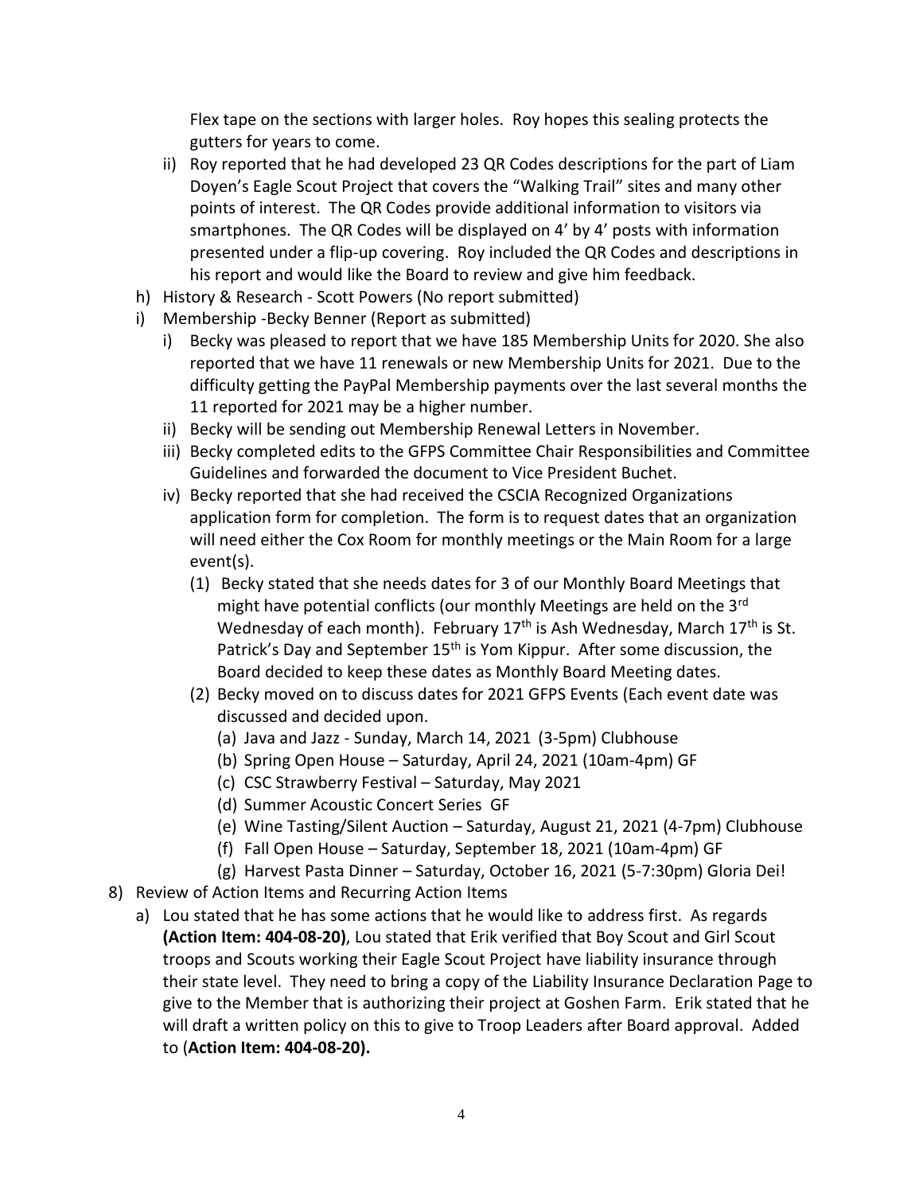Flex tape on the sections with larger holes. Roy hopes this sealing protects the gutters for years to come.

   ii) Roy reported that he had developed 23 QR Codes descriptions for the part of Liam Doyen's Eagle Scout Project that covers the "Walking Trail" sites and many other points of interest. The QR Codes provide additional information to visitors via smartphones. The QR Codes will be displayed on 4' by 4' posts with information presented under a flip-up covering. Roy included the QR Codes and descriptions in his report and would like the Board to review and give him feedback.

h) History & Research - Scott Powers (No report submitted)

i) Membership -Becky Benner (Report as submitted)

   i) Becky was pleased to report that we have 185 Membership Units for 2020. She also reported that we have 11 renewals or new Membership Units for 2021. Due to the difficulty getting the PayPal Membership payments over the last several months the 11 reported for 2021 may be a higher number.

   ii) Becky will be sending out Membership Renewal Letters in November.

   iii) Becky completed edits to the GFPS Committee Chair Responsibilities and Committee Guidelines and forwarded the document to Vice President Buchet.

   iv) Becky reported that she had received the CSCIA Recognized Organizations application form for completion. The form is to request dates that an organization will need either the Cox Room for monthly meetings or the Main Room for a large event(s).

      (1) Becky stated that she needs dates for 3 of our Monthly Board Meetings that might have potential conflicts (our monthly Meetings are held on the 3rd Wednesday of each month). February 17th is Ash Wednesday, March 17th is St. Patrick's Day and September 15th is Yom Kippur. After some discussion, the Board decided to keep these dates as Monthly Board Meeting dates.

      (2) Becky moved on to discuss dates for 2021 GFPS Events (Each event date was discussed and decided upon.

         (a) Java and Jazz - Sunday, March 14, 2021 (3-5pm) Clubhouse

         (b) Spring Open House – Saturday, April 24, 2021 (10am-4pm) GF

         (c) CSC Strawberry Festival – Saturday, May 2021

         (d) Summer Acoustic Concert Series GF

         (e) Wine Tasting/Silent Auction – Saturday, August 21, 2021 (4-7pm) Clubhouse

         (f) Fall Open House – Saturday, September 18, 2021 (10am-4pm) GF

         (g) Harvest Pasta Dinner – Saturday, October 16, 2021 (5-7:30pm) Gloria Dei!

8) Review of Action Items and Recurring Action Items

   a) Lou stated that he has some actions that he would like to address first. As regards **(Action Item: 404-08-20)**, Lou stated that Erik verified that Boy Scout and Girl Scout troops and Scouts working their Eagle Scout Project have liability insurance through their state level. They need to bring a copy of the Liability Insurance Declaration Page to give to the Member that is authorizing their project at Goshen Farm. Erik stated that he will draft a written policy on this to give to Troop Leaders after Board approval. Added to (**Action Item: 404-08-20).**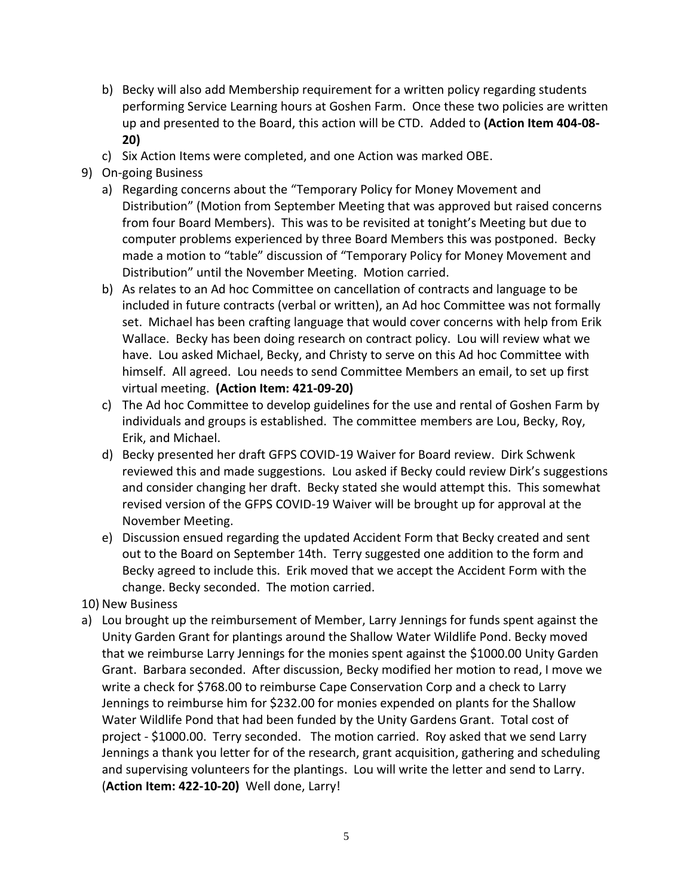b) Becky will also add Membership requirement for a written policy regarding students performing Service Learning hours at Goshen Farm. Once these two policies are written up and presented to the Board, this action will be CTD. Added to **(Action Item 404-08-20)**

c) Six Action Items were completed, and one Action was marked OBE.

9) On-going Business

a) Regarding concerns about the "Temporary Policy for Money Movement and Distribution" (Motion from September Meeting that was approved but raised concerns from four Board Members). This was to be revisited at tonight's Meeting but due to computer problems experienced by three Board Members this was postponed. Becky made a motion to "table" discussion of "Temporary Policy for Money Movement and Distribution" until the November Meeting. Motion carried.

b) As relates to an Ad hoc Committee on cancellation of contracts and language to be included in future contracts (verbal or written), an Ad hoc Committee was not formally set. Michael has been crafting language that would cover concerns with help from Erik Wallace. Becky has been doing research on contract policy. Lou will review what we have. Lou asked Michael, Becky, and Christy to serve on this Ad hoc Committee with himself. All agreed. Lou needs to send Committee Members an email, to set up first virtual meeting. **(Action Item: 421-09-20)**

c) The Ad hoc Committee to develop guidelines for the use and rental of Goshen Farm by individuals and groups is established. The committee members are Lou, Becky, Roy, Erik, and Michael.

d) Becky presented her draft GFPS COVID-19 Waiver for Board review. Dirk Schwenk reviewed this and made suggestions. Lou asked if Becky could review Dirk's suggestions and consider changing her draft. Becky stated she would attempt this. This somewhat revised version of the GFPS COVID-19 Waiver will be brought up for approval at the November Meeting.

e) Discussion ensued regarding the updated Accident Form that Becky created and sent out to the Board on September 14th. Terry suggested one addition to the form and Becky agreed to include this. Erik moved that we accept the Accident Form with the change. Becky seconded. The motion carried.

10) New Business

a) Lou brought up the reimbursement of Member, Larry Jennings for funds spent against the Unity Garden Grant for plantings around the Shallow Water Wildlife Pond. Becky moved that we reimburse Larry Jennings for the monies spent against the $1000.00 Unity Garden Grant. Barbara seconded. After discussion, Becky modified her motion to read, I move we write a check for $768.00 to reimburse Cape Conservation Corp and a check to Larry Jennings to reimburse him for $232.00 for monies expended on plants for the Shallow Water Wildlife Pond that had been funded by the Unity Gardens Grant. Total cost of project - $1000.00. Terry seconded. The motion carried. Roy asked that we send Larry Jennings a thank you letter for of the research, grant acquisition, gathering and scheduling and supervising volunteers for the plantings. Lou will write the letter and send to Larry. (**Action Item: 422-10-20)** Well done, Larry!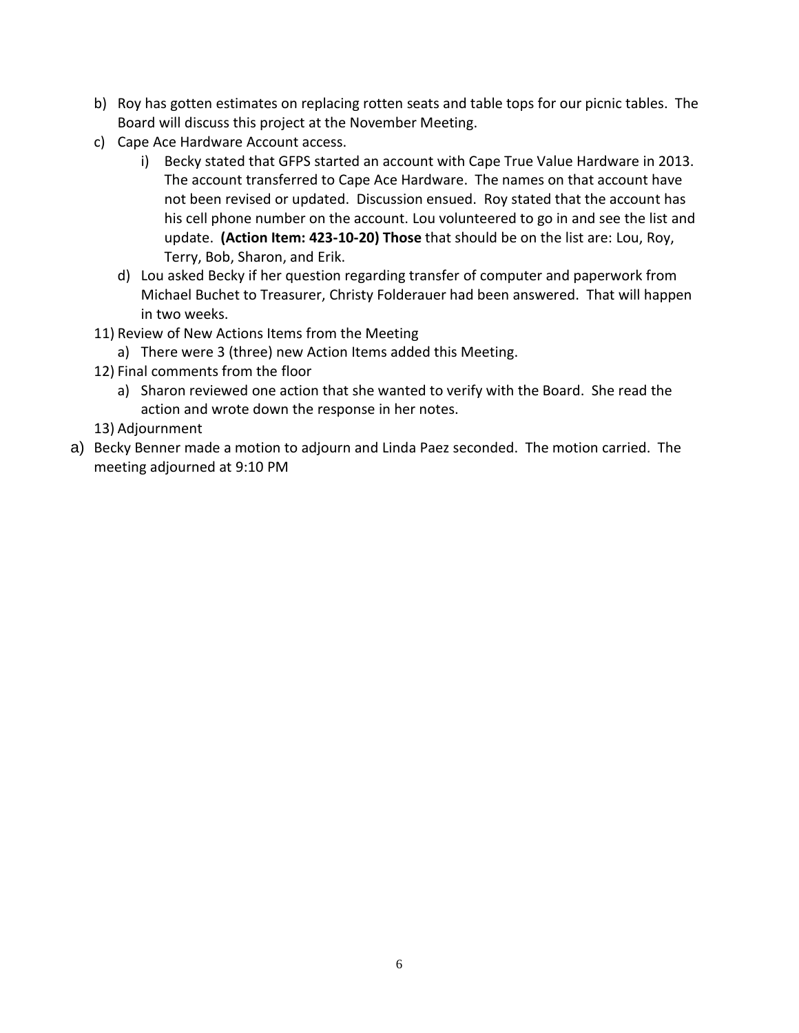b) Roy has gotten estimates on replacing rotten seats and table tops for our picnic tables. The Board will discuss this project at the November Meeting.

c) Cape Ace Hardware Account access.

   i) Becky stated that GFPS started an account with Cape True Value Hardware in 2013. The account transferred to Cape Ace Hardware. The names on that account have not been revised or updated. Discussion ensued. Roy stated that the account has his cell phone number on the account. Lou volunteered to go in and see the list and update. **(Action Item: 423-10-20) Those** that should be on the list are: Lou, Roy, Terry, Bob, Sharon, and Erik.

d) Lou asked Becky if her question regarding transfer of computer and paperwork from Michael Buchet to Treasurer, Christy Folderauer had been answered. That will happen in two weeks.

11) Review of New Actions Items from the Meeting

   a) There were 3 (three) new Action Items added this Meeting.

12) Final comments from the floor

   a) Sharon reviewed one action that she wanted to verify with the Board. She read the action and wrote down the response in her notes.

13) Adjournment

a) Becky Benner made a motion to adjourn and Linda Paez seconded. The motion carried. The meeting adjourned at 9:10 PM